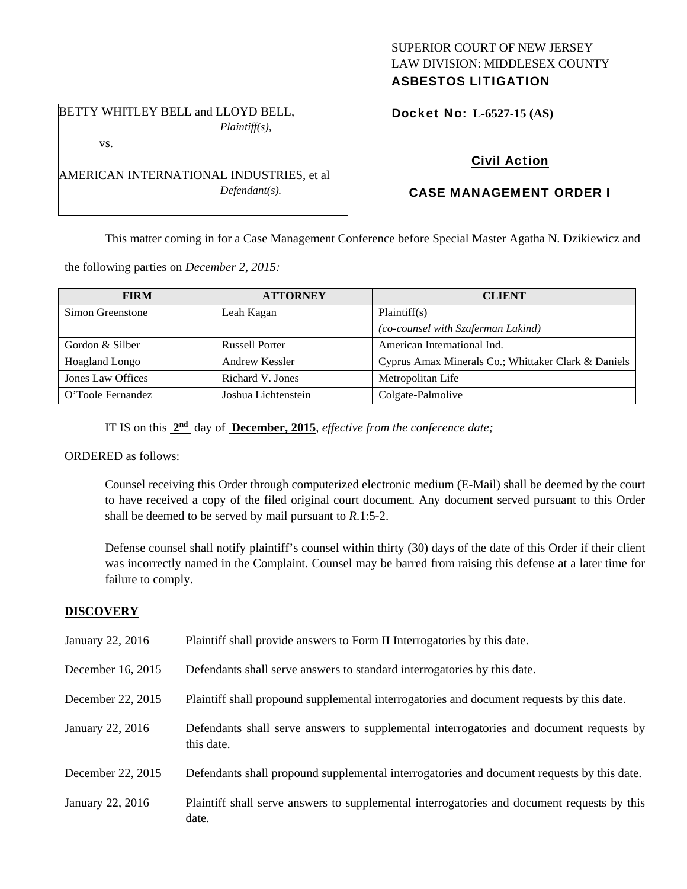SUPERIOR COURT OF NEW JERSEY
LAW DIVISION: MIDDLESEX COUNTY
**ASBESTOS LITIGATION**

BETTY WHITLEY BELL and LLOYD BELL,
*Plaintiff(s),*

vs.

AMERICAN INTERNATIONAL INDUSTRIES, et al
*Defendant(s).*

**Docket No: L-6527-15 (AS)**

**Civil Action**

**CASE MANAGEMENT ORDER I**

This matter coming in for a Case Management Conference before Special Master Agatha N. Dzikiewicz and the following parties on *December 2, 2015:*

| FIRM | ATTORNEY | CLIENT |
|---|---|---|
| Simon Greenstone | Leah Kagan | Plaintiff(s) *(co-counsel with Szaferman Lakind)* |
| Gordon & Silber | Russell Porter | American International Ind. |
| Hoagland Longo | Andrew Kessler | Cyprus Amax Minerals Co.; Whittaker Clark & Daniels |
| Jones Law Offices | Richard V. Jones | Metropolitan Life |
| O'Toole Fernandez | Joshua Lichtenstein | Colgate-Palmolive |

IT IS on this **2nd** day of **December, 2015**, *effective from the conference date;*

ORDERED as follows:

Counsel receiving this Order through computerized electronic medium (E-Mail) shall be deemed by the court to have received a copy of the filed original court document. Any document served pursuant to this Order shall be deemed to be served by mail pursuant to *R*.1:5-2.

Defense counsel shall notify plaintiff's counsel within thirty (30) days of the date of this Order if their client was incorrectly named in the Complaint. Counsel may be barred from raising this defense at a later time for failure to comply.

## DISCOVERY

| | |
|---|---|
| January 22, 2016 | Plaintiff shall provide answers to Form II Interrogatories by this date. |
| December 16, 2015 | Defendants shall serve answers to standard interrogatories by this date. |
| December 22, 2015 | Plaintiff shall propound supplemental interrogatories and document requests by this date. |
| January 22, 2016 | Defendants shall serve answers to supplemental interrogatories and document requests by this date. |
| December 22, 2015 | Defendants shall propound supplemental interrogatories and document requests by this date. |
| January 22, 2016 | Plaintiff shall serve answers to supplemental interrogatories and document requests by this date. |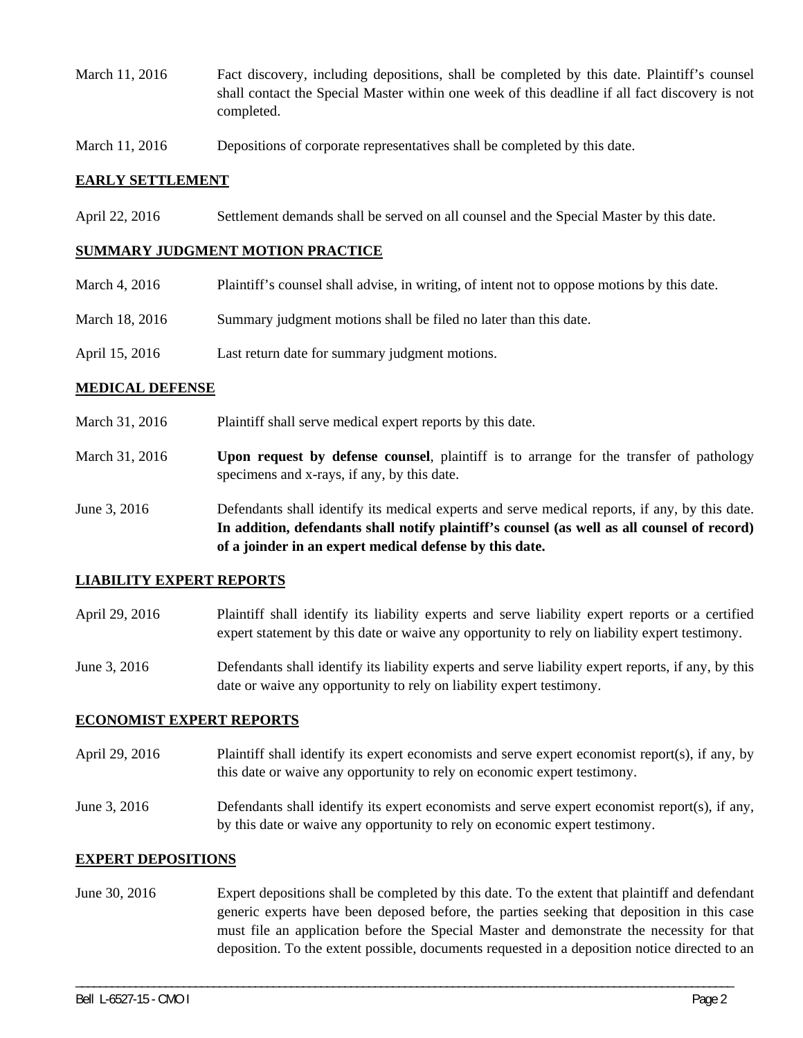| | |
|---|---|
| March 11, 2016 | Fact discovery, including depositions, shall be completed by this date. Plaintiff's counsel shall contact the Special Master within one week of this deadline if all fact discovery is not completed. |
| March 11, 2016 | Depositions of corporate representatives shall be completed by this date. |

## EARLY SETTLEMENT

| | |
|---|---|
| April 22, 2016 | Settlement demands shall be served on all counsel and the Special Master by this date. |

## SUMMARY JUDGMENT MOTION PRACTICE

| | |
|---|---|
| March 4, 2016 | Plaintiff's counsel shall advise, in writing, of intent not to oppose motions by this date. |
| March 18, 2016 | Summary judgment motions shall be filed no later than this date. |
| April 15, 2016 | Last return date for summary judgment motions. |

## MEDICAL DEFENSE

| | |
|---|---|
| March 31, 2016 | Plaintiff shall serve medical expert reports by this date. |
| March 31, 2016 | **Upon request by defense counsel**, plaintiff is to arrange for the transfer of pathology specimens and x-rays, if any, by this date. |
| June 3, 2016 | Defendants shall identify its medical experts and serve medical reports, if any, by this date. **In addition, defendants shall notify plaintiff's counsel (as well as all counsel of record) of a joinder in an expert medical defense by this date.** |

## LIABILITY EXPERT REPORTS

| | |
|---|---|
| April 29, 2016 | Plaintiff shall identify its liability experts and serve liability expert reports or a certified expert statement by this date or waive any opportunity to rely on liability expert testimony. |
| June 3, 2016 | Defendants shall identify its liability experts and serve liability expert reports, if any, by this date or waive any opportunity to rely on liability expert testimony. |

## ECONOMIST EXPERT REPORTS

| | |
|---|---|
| April 29, 2016 | Plaintiff shall identify its expert economists and serve expert economist report(s), if any, by this date or waive any opportunity to rely on economic expert testimony. |
| June 3, 2016 | Defendants shall identify its expert economists and serve expert economist report(s), if any, by this date or waive any opportunity to rely on economic expert testimony. |

## EXPERT DEPOSITIONS

| | |
|---|---|
| June 30, 2016 | Expert depositions shall be completed by this date. To the extent that plaintiff and defendant generic experts have been deposed before, the parties seeking that deposition in this case must file an application before the Special Master and demonstrate the necessity for that deposition. To the extent possible, documents requested in a deposition notice directed to an |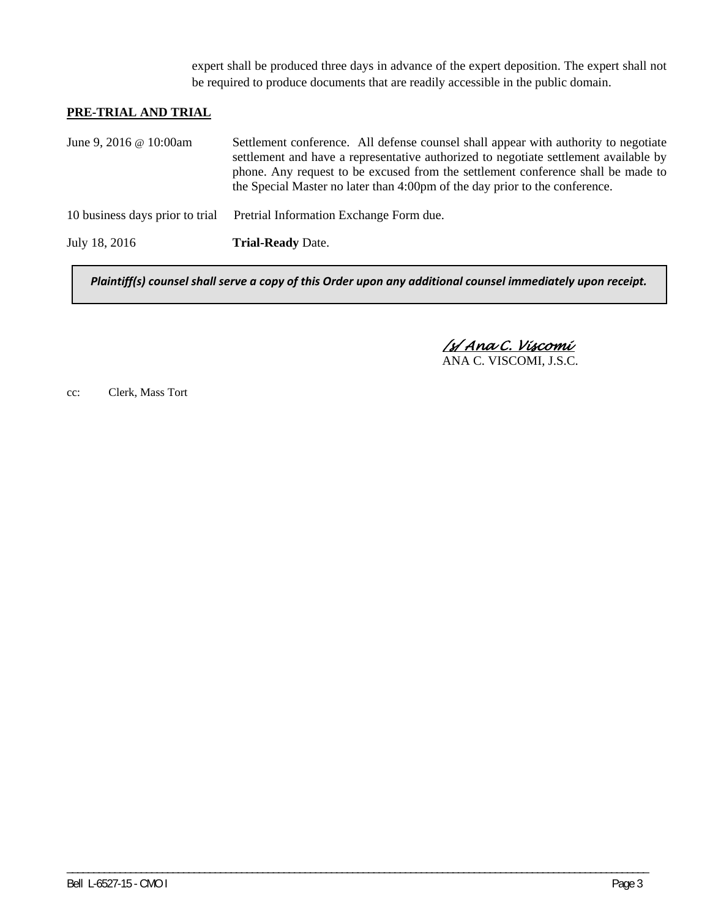expert shall be produced three days in advance of the expert deposition. The expert shall not be required to produce documents that are readily accessible in the public domain.

**PRE-TRIAL AND TRIAL**

| | |
|---|---|
| June 9, 2016 @ 10:00am | Settlement conference. All defense counsel shall appear with authority to negotiate settlement and have a representative authorized to negotiate settlement available by phone. Any request to be excused from the settlement conference shall be made to the Special Master no later than 4:00pm of the day prior to the conference. |
| 10 business days prior to trial | Pretrial Information Exchange Form due. |
| July 18, 2016 | **Trial-Ready** Date. |

***Plaintiff(s) counsel shall serve a copy of this Order upon any additional counsel immediately upon receipt.***

*/s/ Ana C. Viscomi*
ANA C. VISCOMI, J.S.C.

cc: Clerk, Mass Tort